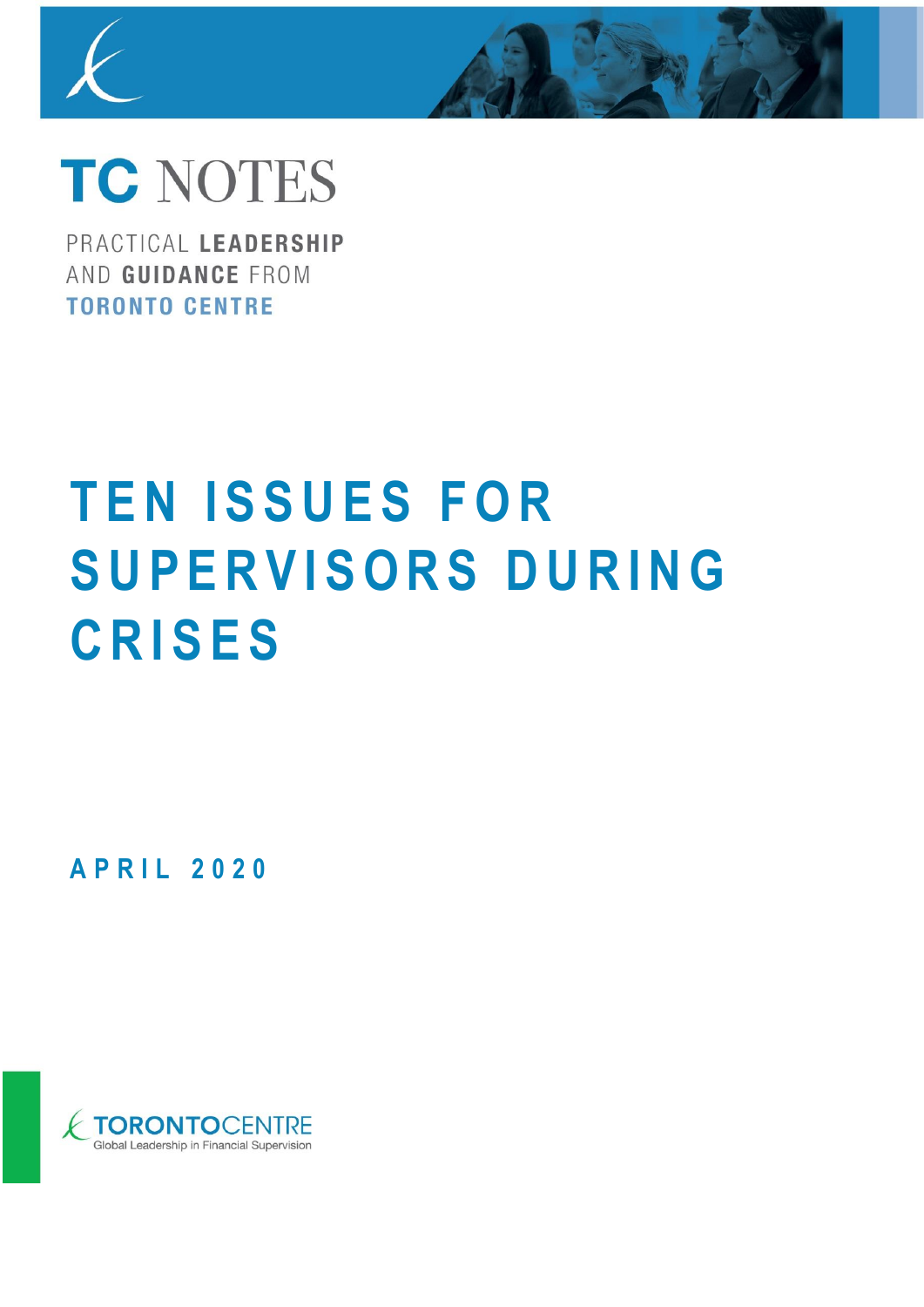TC NOTES

PRACTICAL **LEADERSHIP** AND **GUIDANCE** FROM **TORONTO CENTRE**

# TEN ISSUES FOR SUPERVISORS DURING CRISES

**APRIL 2020**

TORONTOCENTRE
Global Leadership in Financial Supervision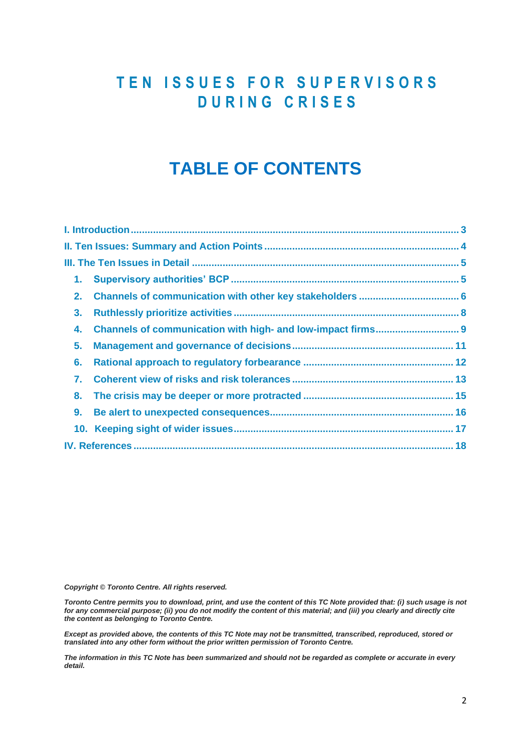# TEN ISSUES FOR SUPERVISORS DURING CRISES

# TABLE OF CONTENTS

**I. Introduction** .......... 3

**II. Ten Issues: Summary and Action Points** .......... 4

**III. The Ten Issues in Detail** .......... 5

1. **Supervisory authorities' BCP** .......... 5
2. **Channels of communication with other key stakeholders** .......... 6
3. **Ruthlessly prioritize activities** .......... 8
4. **Channels of communication with high- and low-impact firms** .......... 9
5. **Management and governance of decisions** .......... 11
6. **Rational approach to regulatory forbearance** .......... 12
7. **Coherent view of risks and risk tolerances** .......... 13
8. **The crisis may be deeper or more protracted** .......... 15
9. **Be alert to unexpected consequences** .......... 16
10. **Keeping sight of wider issues** .......... 17

**IV. References** .......... 18

***Copyright © Toronto Centre. All rights reserved.***

***Toronto Centre permits you to download, print, and use the content of this TC Note provided that: (i) such usage is not for any commercial purpose; (ii) you do not modify the content of this material; and (iii) you clearly and directly cite the content as belonging to Toronto Centre.***

***Except as provided above, the contents of this TC Note may not be transmitted, transcribed, reproduced, stored or translated into any other form without the prior written permission of Toronto Centre.***

***The information in this TC Note has been summarized and should not be regarded as complete or accurate in every detail.***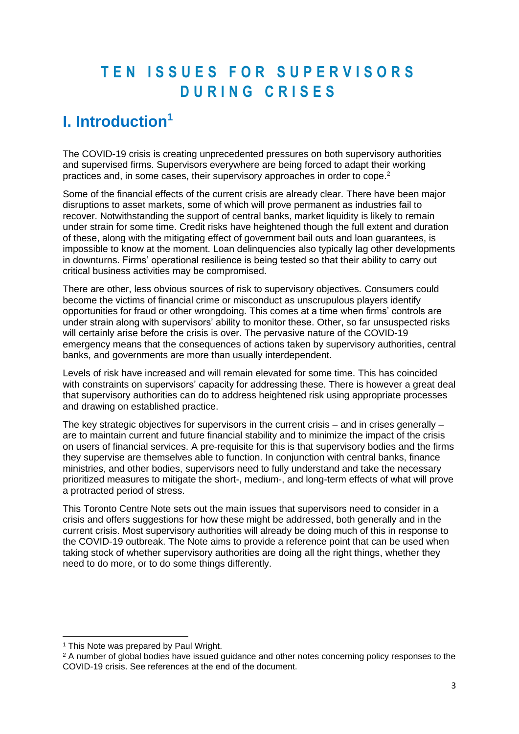# TEN ISSUES FOR SUPERVISORS DURING CRISES

## I. Introduction[1]

The COVID-19 crisis is creating unprecedented pressures on both supervisory authorities and supervised firms. Supervisors everywhere are being forced to adapt their working practices and, in some cases, their supervisory approaches in order to cope.[2]

Some of the financial effects of the current crisis are already clear. There have been major disruptions to asset markets, some of which will prove permanent as industries fail to recover. Notwithstanding the support of central banks, market liquidity is likely to remain under strain for some time. Credit risks have heightened though the full extent and duration of these, along with the mitigating effect of government bail outs and loan guarantees, is impossible to know at the moment. Loan delinquencies also typically lag other developments in downturns. Firms' operational resilience is being tested so that their ability to carry out critical business activities may be compromised.

There are other, less obvious sources of risk to supervisory objectives. Consumers could become the victims of financial crime or misconduct as unscrupulous players identify opportunities for fraud or other wrongdoing. This comes at a time when firms' controls are under strain along with supervisors' ability to monitor these. Other, so far unsuspected risks will certainly arise before the crisis is over. The pervasive nature of the COVID-19 emergency means that the consequences of actions taken by supervisory authorities, central banks, and governments are more than usually interdependent.

Levels of risk have increased and will remain elevated for some time. This has coincided with constraints on supervisors' capacity for addressing these. There is however a great deal that supervisory authorities can do to address heightened risk using appropriate processes and drawing on established practice.

The key strategic objectives for supervisors in the current crisis – and in crises generally – are to maintain current and future financial stability and to minimize the impact of the crisis on users of financial services. A pre-requisite for this is that supervisory bodies and the firms they supervise are themselves able to function. In conjunction with central banks, finance ministries, and other bodies, supervisors need to fully understand and take the necessary prioritized measures to mitigate the short-, medium-, and long-term effects of what will prove a protracted period of stress.

This Toronto Centre Note sets out the main issues that supervisors need to consider in a crisis and offers suggestions for how these might be addressed, both generally and in the current crisis. Most supervisory authorities will already be doing much of this in response to the COVID-19 outbreak. The Note aims to provide a reference point that can be used when taking stock of whether supervisory authorities are doing all the right things, whether they need to do more, or to do some things differently.

---

[1] This Note was prepared by Paul Wright.

[2] A number of global bodies have issued guidance and other notes concerning policy responses to the COVID-19 crisis. See references at the end of the document.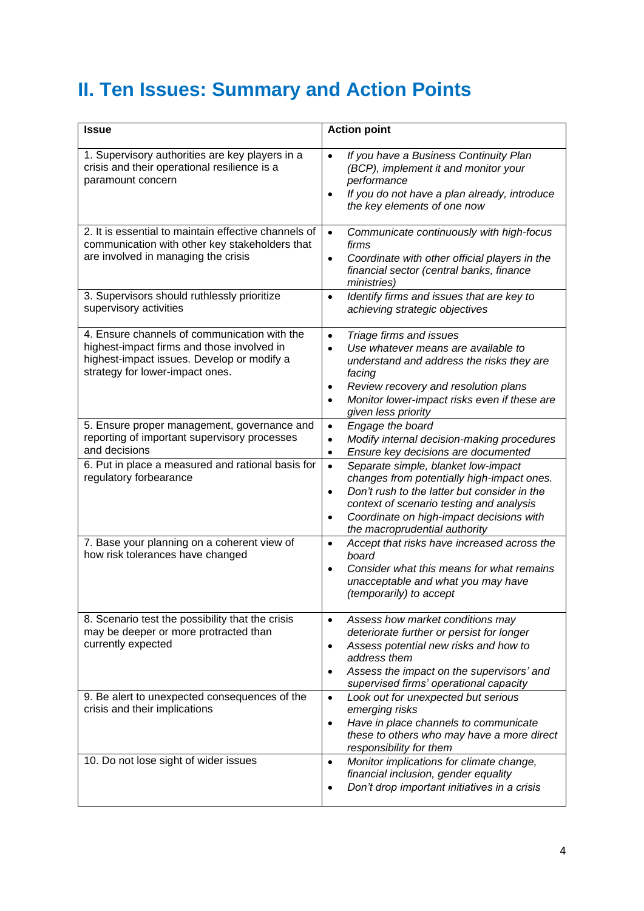# II. Ten Issues: Summary and Action Points

| Issue | Action point |
|---|---|
| 1. Supervisory authorities are key players in a crisis and their operational resilience is a paramount concern | • *If you have a Business Continuity Plan (BCP), implement it and monitor your performance*<br>• *If you do not have a plan already, introduce the key elements of one now* |
| 2. It is essential to maintain effective channels of communication with other key stakeholders that are involved in managing the crisis | • *Communicate continuously with high-focus firms*<br>• *Coordinate with other official players in the financial sector (central banks, finance ministries)* |
| 3. Supervisors should ruthlessly prioritize supervisory activities | • *Identify firms and issues that are key to achieving strategic objectives* |
| 4. Ensure channels of communication with the highest-impact firms and those involved in highest-impact issues. Develop or modify a strategy for lower-impact ones. | • *Triage firms and issues*<br>• *Use whatever means are available to understand and address the risks they are facing*<br>• *Review recovery and resolution plans*<br>• *Monitor lower-impact risks even if these are given less priority* |
| 5. Ensure proper management, governance and reporting of important supervisory processes and decisions | • *Engage the board*<br>• *Modify internal decision-making procedures*<br>• *Ensure key decisions are documented* |
| 6. Put in place a measured and rational basis for regulatory forbearance | • *Separate simple, blanket low-impact changes from potentially high-impact ones.*<br>• *Don't rush to the latter but consider in the context of scenario testing and analysis*<br>• *Coordinate on high-impact decisions with the macroprudential authority* |
| 7. Base your planning on a coherent view of how risk tolerances have changed | • *Accept that risks have increased across the board*<br>• *Consider what this means for what remains unacceptable and what you may have (temporarily) to accept* |
| 8. Scenario test the possibility that the crisis may be deeper or more protracted than currently expected | • *Assess how market conditions may deteriorate further or persist for longer*<br>• *Assess potential new risks and how to address them*<br>• *Assess the impact on the supervisors' and supervised firms' operational capacity* |
| 9. Be alert to unexpected consequences of the crisis and their implications | • *Look out for unexpected but serious emerging risks*<br>• *Have in place channels to communicate these to others who may have a more direct responsibility for them* |
| 10. Do not lose sight of wider issues | • *Monitor implications for climate change, financial inclusion, gender equality*<br>• *Don't drop important initiatives in a crisis* |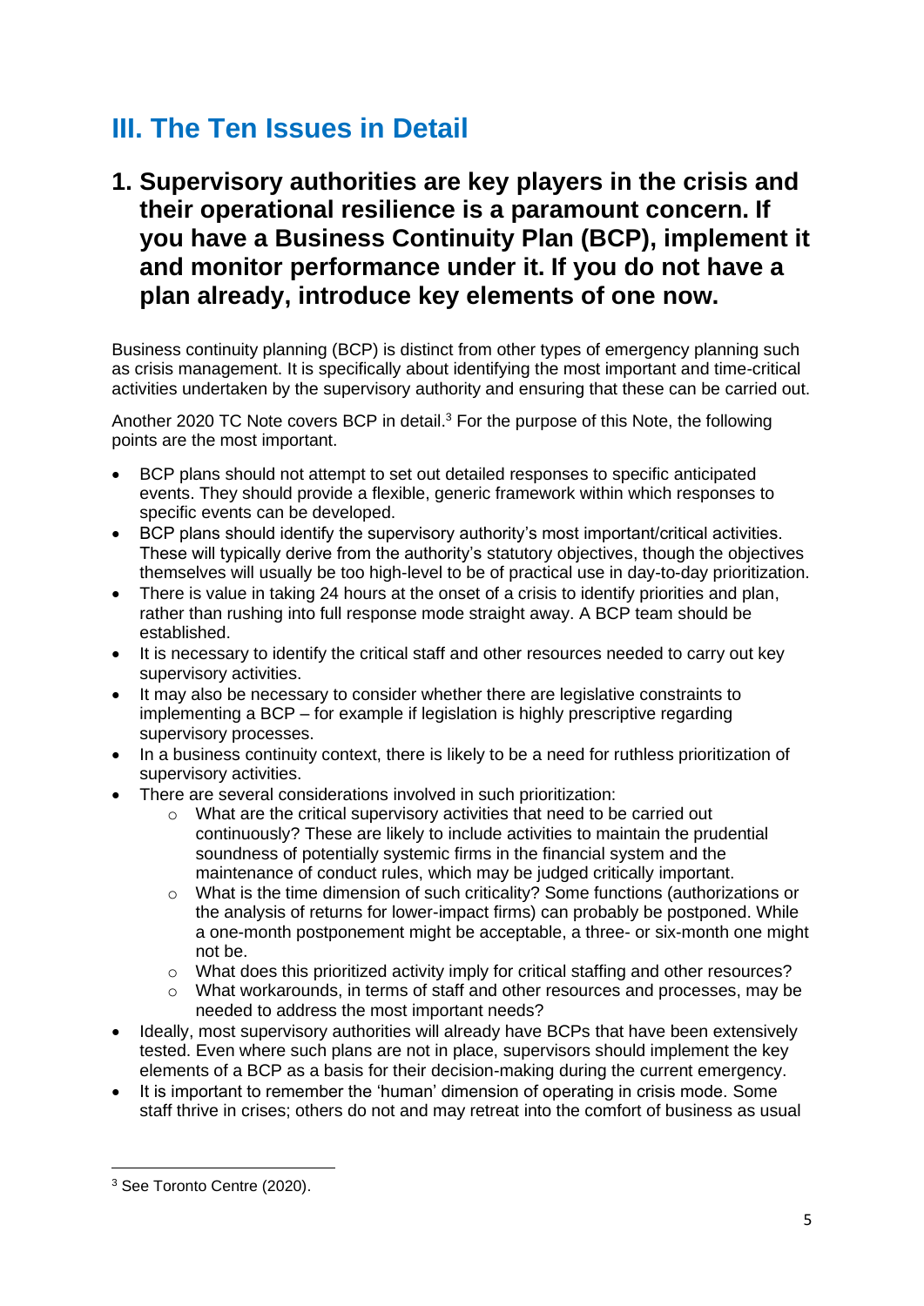# III. The Ten Issues in Detail

## 1. Supervisory authorities are key players in the crisis and their operational resilience is a paramount concern. If you have a Business Continuity Plan (BCP), implement it and monitor performance under it. If you do not have a plan already, introduce key elements of one now.

Business continuity planning (BCP) is distinct from other types of emergency planning such as crisis management. It is specifically about identifying the most important and time-critical activities undertaken by the supervisory authority and ensuring that these can be carried out.

Another 2020 TC Note covers BCP in detail.[3] For the purpose of this Note, the following points are the most important.

- BCP plans should not attempt to set out detailed responses to specific anticipated events. They should provide a flexible, generic framework within which responses to specific events can be developed.
- BCP plans should identify the supervisory authority's most important/critical activities. These will typically derive from the authority's statutory objectives, though the objectives themselves will usually be too high-level to be of practical use in day-to-day prioritization.
- There is value in taking 24 hours at the onset of a crisis to identify priorities and plan, rather than rushing into full response mode straight away. A BCP team should be established.
- It is necessary to identify the critical staff and other resources needed to carry out key supervisory activities.
- It may also be necessary to consider whether there are legislative constraints to implementing a BCP – for example if legislation is highly prescriptive regarding supervisory processes.
- In a business continuity context, there is likely to be a need for ruthless prioritization of supervisory activities.
- There are several considerations involved in such prioritization:
    - What are the critical supervisory activities that need to be carried out continuously? These are likely to include activities to maintain the prudential soundness of potentially systemic firms in the financial system and the maintenance of conduct rules, which may be judged critically important.
    - What is the time dimension of such criticality? Some functions (authorizations or the analysis of returns for lower-impact firms) can probably be postponed. While a one-month postponement might be acceptable, a three- or six-month one might not be.
    - What does this prioritized activity imply for critical staffing and other resources?
    - What workarounds, in terms of staff and other resources and processes, may be needed to address the most important needs?
- Ideally, most supervisory authorities will already have BCPs that have been extensively tested. Even where such plans are not in place, supervisors should implement the key elements of a BCP as a basis for their decision-making during the current emergency.
- It is important to remember the 'human' dimension of operating in crisis mode. Some staff thrive in crises; others do not and may retreat into the comfort of business as usual

---

[3] See Toronto Centre (2020).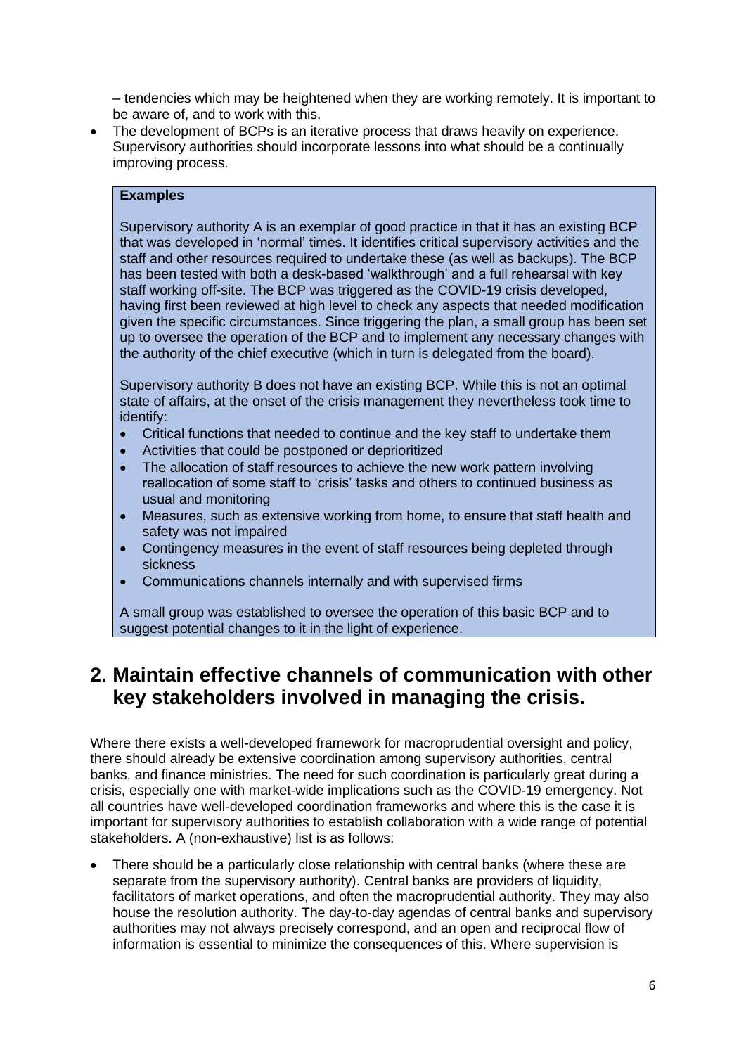– tendencies which may be heightened when they are working remotely. It is important to be aware of, and to work with this.

- The development of BCPs is an iterative process that draws heavily on experience. Supervisory authorities should incorporate lessons into what should be a continually improving process.

> **Examples**
>
> Supervisory authority A is an exemplar of good practice in that it has an existing BCP that was developed in 'normal' times. It identifies critical supervisory activities and the staff and other resources required to undertake these (as well as backups). The BCP has been tested with both a desk-based 'walkthrough' and a full rehearsal with key staff working off-site. The BCP was triggered as the COVID-19 crisis developed, having first been reviewed at high level to check any aspects that needed modification given the specific circumstances. Since triggering the plan, a small group has been set up to oversee the operation of the BCP and to implement any necessary changes with the authority of the chief executive (which in turn is delegated from the board).
>
> Supervisory authority B does not have an existing BCP. While this is not an optimal state of affairs, at the onset of the crisis management they nevertheless took time to identify:
>
> - Critical functions that needed to continue and the key staff to undertake them
> - Activities that could be postponed or deprioritized
> - The allocation of staff resources to achieve the new work pattern involving reallocation of some staff to 'crisis' tasks and others to continued business as usual and monitoring
> - Measures, such as extensive working from home, to ensure that staff health and safety was not impaired
> - Contingency measures in the event of staff resources being depleted through sickness
> - Communications channels internally and with supervised firms
>
> A small group was established to oversee the operation of this basic BCP and to suggest potential changes to it in the light of experience.

## 2. Maintain effective channels of communication with other key stakeholders involved in managing the crisis.

Where there exists a well-developed framework for macroprudential oversight and policy, there should already be extensive coordination among supervisory authorities, central banks, and finance ministries. The need for such coordination is particularly great during a crisis, especially one with market-wide implications such as the COVID-19 emergency. Not all countries have well-developed coordination frameworks and where this is the case it is important for supervisory authorities to establish collaboration with a wide range of potential stakeholders. A (non-exhaustive) list is as follows:

- There should be a particularly close relationship with central banks (where these are separate from the supervisory authority). Central banks are providers of liquidity, facilitators of market operations, and often the macroprudential authority. They may also house the resolution authority. The day-to-day agendas of central banks and supervisory authorities may not always precisely correspond, and an open and reciprocal flow of information is essential to minimize the consequences of this. Where supervision is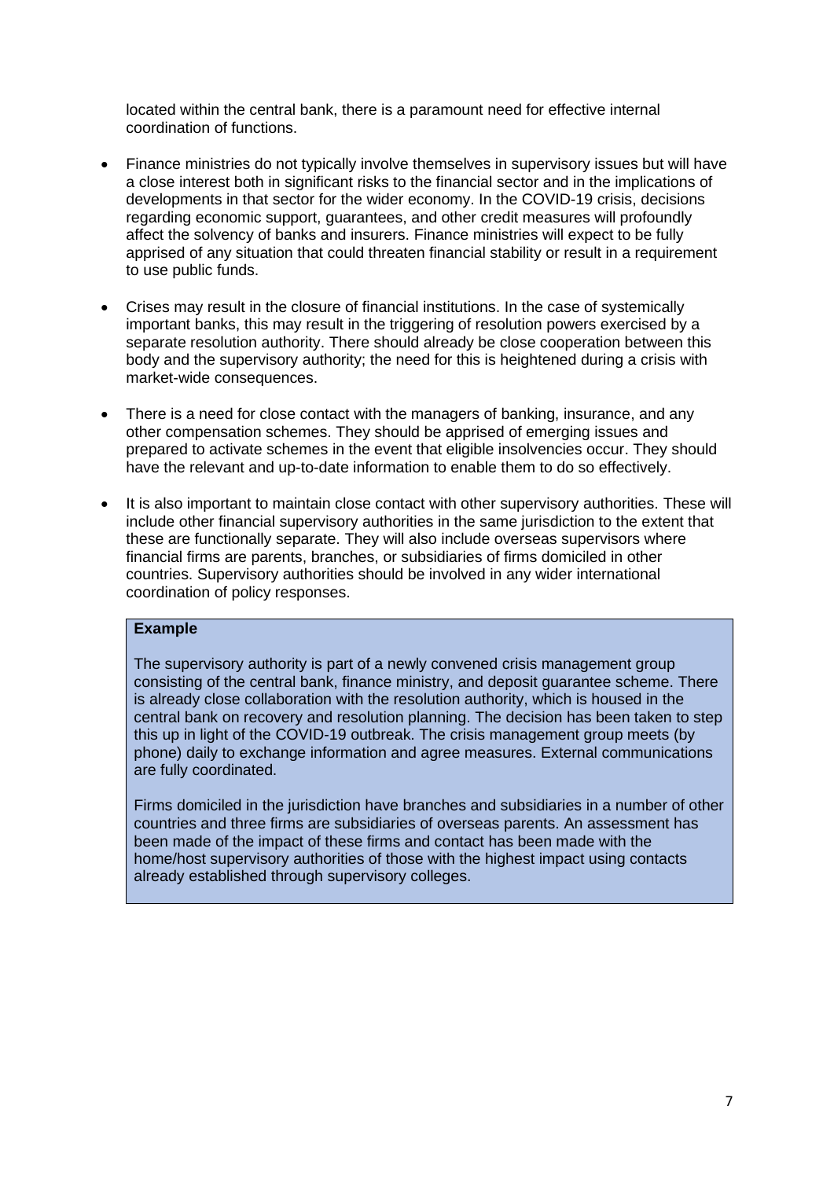located within the central bank, there is a paramount need for effective internal coordination of functions.

- Finance ministries do not typically involve themselves in supervisory issues but will have a close interest both in significant risks to the financial sector and in the implications of developments in that sector for the wider economy. In the COVID-19 crisis, decisions regarding economic support, guarantees, and other credit measures will profoundly affect the solvency of banks and insurers. Finance ministries will expect to be fully apprised of any situation that could threaten financial stability or result in a requirement to use public funds.

- Crises may result in the closure of financial institutions. In the case of systemically important banks, this may result in the triggering of resolution powers exercised by a separate resolution authority. There should already be close cooperation between this body and the supervisory authority; the need for this is heightened during a crisis with market-wide consequences.

- There is a need for close contact with the managers of banking, insurance, and any other compensation schemes. They should be apprised of emerging issues and prepared to activate schemes in the event that eligible insolvencies occur. They should have the relevant and up-to-date information to enable them to do so effectively.

- It is also important to maintain close contact with other supervisory authorities. These will include other financial supervisory authorities in the same jurisdiction to the extent that these are functionally separate. They will also include overseas supervisors where financial firms are parents, branches, or subsidiaries of firms domiciled in other countries. Supervisory authorities should be involved in any wider international coordination of policy responses.

> **Example**
>
> The supervisory authority is part of a newly convened crisis management group consisting of the central bank, finance ministry, and deposit guarantee scheme. There is already close collaboration with the resolution authority, which is housed in the central bank on recovery and resolution planning. The decision has been taken to step this up in light of the COVID-19 outbreak. The crisis management group meets (by phone) daily to exchange information and agree measures. External communications are fully coordinated.
>
> Firms domiciled in the jurisdiction have branches and subsidiaries in a number of other countries and three firms are subsidiaries of overseas parents. An assessment has been made of the impact of these firms and contact has been made with the home/host supervisory authorities of those with the highest impact using contacts already established through supervisory colleges.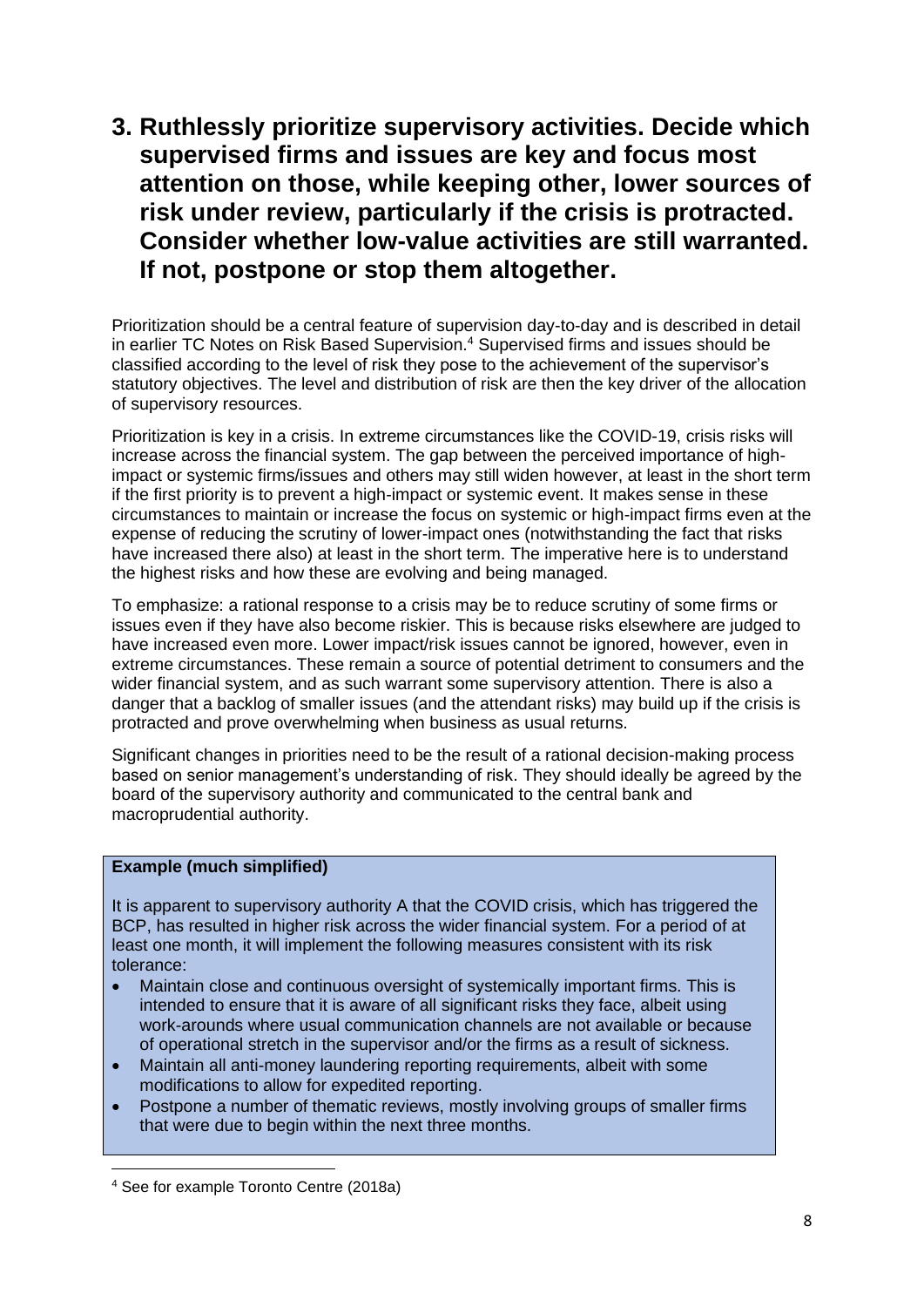## 3. Ruthlessly prioritize supervisory activities. Decide which supervised firms and issues are key and focus most attention on those, while keeping other, lower sources of risk under review, particularly if the crisis is protracted. Consider whether low-value activities are still warranted. If not, postpone or stop them altogether.

Prioritization should be a central feature of supervision day-to-day and is described in detail in earlier TC Notes on Risk Based Supervision.[4] Supervised firms and issues should be classified according to the level of risk they pose to the achievement of the supervisor's statutory objectives. The level and distribution of risk are then the key driver of the allocation of supervisory resources.

Prioritization is key in a crisis. In extreme circumstances like the COVID-19, crisis risks will increase across the financial system. The gap between the perceived importance of high-impact or systemic firms/issues and others may still widen however, at least in the short term if the first priority is to prevent a high-impact or systemic event. It makes sense in these circumstances to maintain or increase the focus on systemic or high-impact firms even at the expense of reducing the scrutiny of lower-impact ones (notwithstanding the fact that risks have increased there also) at least in the short term. The imperative here is to understand the highest risks and how these are evolving and being managed.

To emphasize: a rational response to a crisis may be to reduce scrutiny of some firms or issues even if they have also become riskier. This is because risks elsewhere are judged to have increased even more. Lower impact/risk issues cannot be ignored, however, even in extreme circumstances. These remain a source of potential detriment to consumers and the wider financial system, and as such warrant some supervisory attention. There is also a danger that a backlog of smaller issues (and the attendant risks) may build up if the crisis is protracted and prove overwhelming when business as usual returns.

Significant changes in priorities need to be the result of a rational decision-making process based on senior management's understanding of risk. They should ideally be agreed by the board of the supervisory authority and communicated to the central bank and macroprudential authority.

**Example (much simplified)**

It is apparent to supervisory authority A that the COVID crisis, which has triggered the BCP, has resulted in higher risk across the wider financial system. For a period of at least one month, it will implement the following measures consistent with its risk tolerance:

- Maintain close and continuous oversight of systemically important firms. This is intended to ensure that it is aware of all significant risks they face, albeit using work-arounds where usual communication channels are not available or because of operational stretch in the supervisor and/or the firms as a result of sickness.
- Maintain all anti-money laundering reporting requirements, albeit with some modifications to allow for expedited reporting.
- Postpone a number of thematic reviews, mostly involving groups of smaller firms that were due to begin within the next three months.

[4] See for example Toronto Centre (2018a)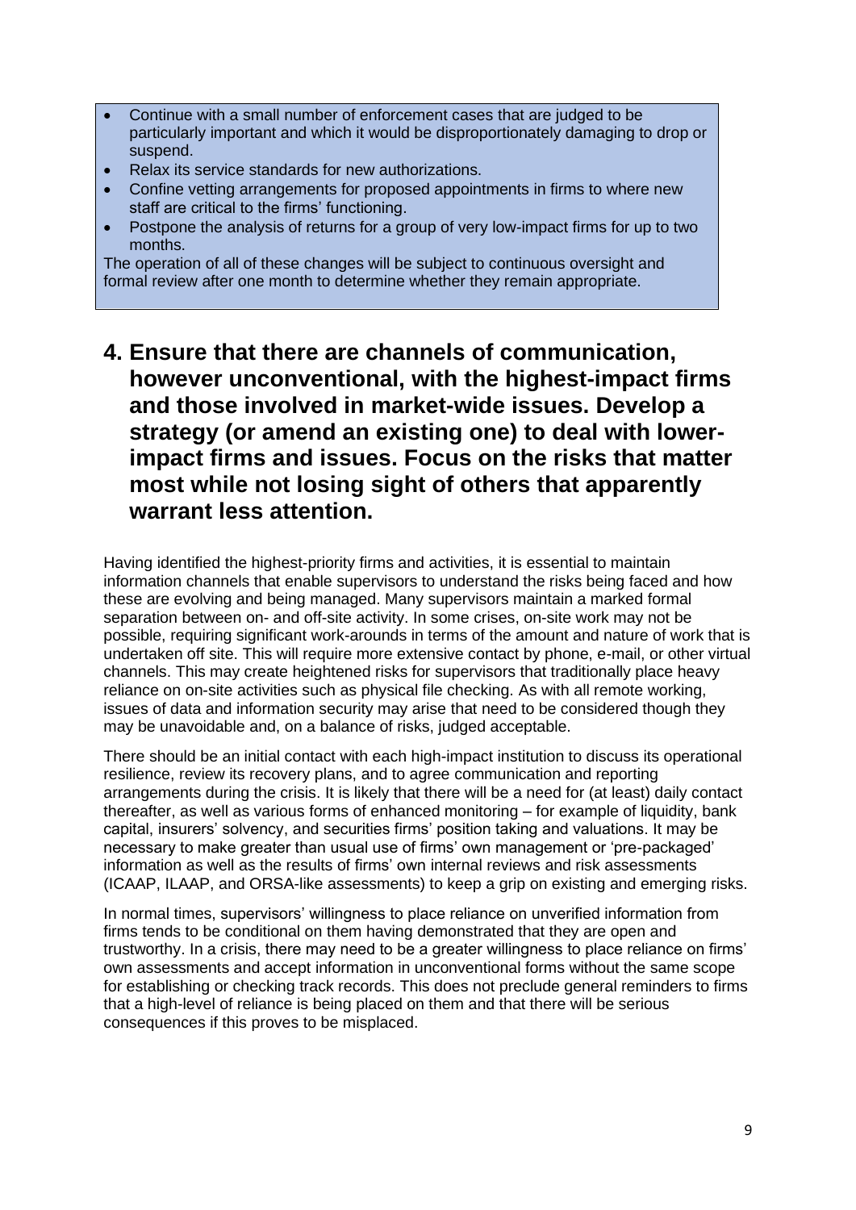- Continue with a small number of enforcement cases that are judged to be particularly important and which it would be disproportionately damaging to drop or suspend.
- Relax its service standards for new authorizations.
- Confine vetting arrangements for proposed appointments in firms to where new staff are critical to the firms' functioning.
- Postpone the analysis of returns for a group of very low-impact firms for up to two months.

The operation of all of these changes will be subject to continuous oversight and formal review after one month to determine whether they remain appropriate.

## 4. Ensure that there are channels of communication, however unconventional, with the highest-impact firms and those involved in market-wide issues. Develop a strategy (or amend an existing one) to deal with lower-impact firms and issues. Focus on the risks that matter most while not losing sight of others that apparently warrant less attention.

Having identified the highest-priority firms and activities, it is essential to maintain information channels that enable supervisors to understand the risks being faced and how these are evolving and being managed. Many supervisors maintain a marked formal separation between on- and off-site activity. In some crises, on-site work may not be possible, requiring significant work-arounds in terms of the amount and nature of work that is undertaken off site. This will require more extensive contact by phone, e-mail, or other virtual channels. This may create heightened risks for supervisors that traditionally place heavy reliance on on-site activities such as physical file checking. As with all remote working, issues of data and information security may arise that need to be considered though they may be unavoidable and, on a balance of risks, judged acceptable.

There should be an initial contact with each high-impact institution to discuss its operational resilience, review its recovery plans, and to agree communication and reporting arrangements during the crisis. It is likely that there will be a need for (at least) daily contact thereafter, as well as various forms of enhanced monitoring – for example of liquidity, bank capital, insurers' solvency, and securities firms' position taking and valuations. It may be necessary to make greater than usual use of firms' own management or 'pre-packaged' information as well as the results of firms' own internal reviews and risk assessments (ICAAP, ILAAP, and ORSA-like assessments) to keep a grip on existing and emerging risks.

In normal times, supervisors' willingness to place reliance on unverified information from firms tends to be conditional on them having demonstrated that they are open and trustworthy. In a crisis, there may need to be a greater willingness to place reliance on firms' own assessments and accept information in unconventional forms without the same scope for establishing or checking track records. This does not preclude general reminders to firms that a high-level of reliance is being placed on them and that there will be serious consequences if this proves to be misplaced.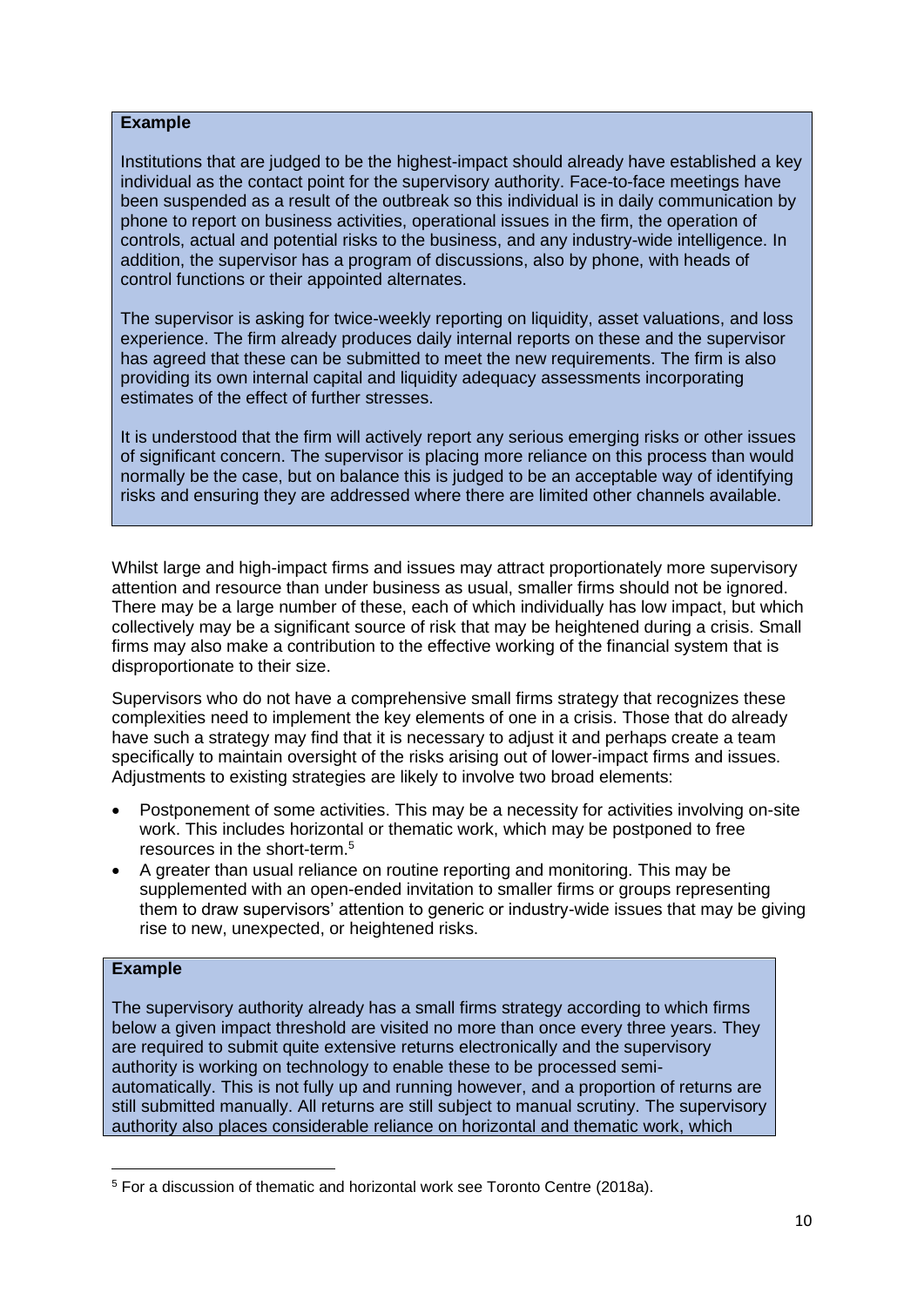**Example**

Institutions that are judged to be the highest-impact should already have established a key individual as the contact point for the supervisory authority. Face-to-face meetings have been suspended as a result of the outbreak so this individual is in daily communication by phone to report on business activities, operational issues in the firm, the operation of controls, actual and potential risks to the business, and any industry-wide intelligence. In addition, the supervisor has a program of discussions, also by phone, with heads of control functions or their appointed alternates.

The supervisor is asking for twice-weekly reporting on liquidity, asset valuations, and loss experience. The firm already produces daily internal reports on these and the supervisor has agreed that these can be submitted to meet the new requirements. The firm is also providing its own internal capital and liquidity adequacy assessments incorporating estimates of the effect of further stresses.

It is understood that the firm will actively report any serious emerging risks or other issues of significant concern. The supervisor is placing more reliance on this process than would normally be the case, but on balance this is judged to be an acceptable way of identifying risks and ensuring they are addressed where there are limited other channels available.

Whilst large and high-impact firms and issues may attract proportionately more supervisory attention and resource than under business as usual, smaller firms should not be ignored. There may be a large number of these, each of which individually has low impact, but which collectively may be a significant source of risk that may be heightened during a crisis. Small firms may also make a contribution to the effective working of the financial system that is disproportionate to their size.

Supervisors who do not have a comprehensive small firms strategy that recognizes these complexities need to implement the key elements of one in a crisis. Those that do already have such a strategy may find that it is necessary to adjust it and perhaps create a team specifically to maintain oversight of the risks arising out of lower-impact firms and issues. Adjustments to existing strategies are likely to involve two broad elements:

- Postponement of some activities. This may be a necessity for activities involving on-site work. This includes horizontal or thematic work, which may be postponed to free resources in the short-term.[5]
- A greater than usual reliance on routine reporting and monitoring. This may be supplemented with an open-ended invitation to smaller firms or groups representing them to draw supervisors' attention to generic or industry-wide issues that may be giving rise to new, unexpected, or heightened risks.

**Example**

The supervisory authority already has a small firms strategy according to which firms below a given impact threshold are visited no more than once every three years. They are required to submit quite extensive returns electronically and the supervisory authority is working on technology to enable these to be processed semi-automatically. This is not fully up and running however, and a proportion of returns are still submitted manually. All returns are still subject to manual scrutiny. The supervisory authority also places considerable reliance on horizontal and thematic work, which

[5] For a discussion of thematic and horizontal work see Toronto Centre (2018a).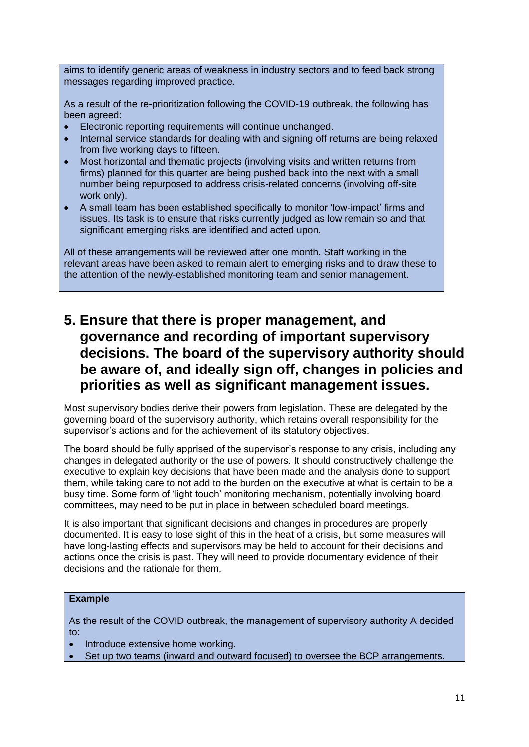aims to identify generic areas of weakness in industry sectors and to feed back strong messages regarding improved practice.

As a result of the re-prioritization following the COVID-19 outbreak, the following has been agreed:

- Electronic reporting requirements will continue unchanged.
- Internal service standards for dealing with and signing off returns are being relaxed from five working days to fifteen.
- Most horizontal and thematic projects (involving visits and written returns from firms) planned for this quarter are being pushed back into the next with a small number being repurposed to address crisis-related concerns (involving off-site work only).
- A small team has been established specifically to monitor 'low-impact' firms and issues. Its task is to ensure that risks currently judged as low remain so and that significant emerging risks are identified and acted upon.

All of these arrangements will be reviewed after one month. Staff working in the relevant areas have been asked to remain alert to emerging risks and to draw these to the attention of the newly-established monitoring team and senior management.

## 5. Ensure that there is proper management, and governance and recording of important supervisory decisions. The board of the supervisory authority should be aware of, and ideally sign off, changes in policies and priorities as well as significant management issues.

Most supervisory bodies derive their powers from legislation. These are delegated by the governing board of the supervisory authority, which retains overall responsibility for the supervisor's actions and for the achievement of its statutory objectives.

The board should be fully apprised of the supervisor's response to any crisis, including any changes in delegated authority or the use of powers. It should constructively challenge the executive to explain key decisions that have been made and the analysis done to support them, while taking care to not add to the burden on the executive at what is certain to be a busy time. Some form of 'light touch' monitoring mechanism, potentially involving board committees, may need to be put in place in between scheduled board meetings.

It is also important that significant decisions and changes in procedures are properly documented. It is easy to lose sight of this in the heat of a crisis, but some measures will have long-lasting effects and supervisors may be held to account for their decisions and actions once the crisis is past. They will need to provide documentary evidence of their decisions and the rationale for them.

**Example**

As the result of the COVID outbreak, the management of supervisory authority A decided to:

- Introduce extensive home working.
- Set up two teams (inward and outward focused) to oversee the BCP arrangements.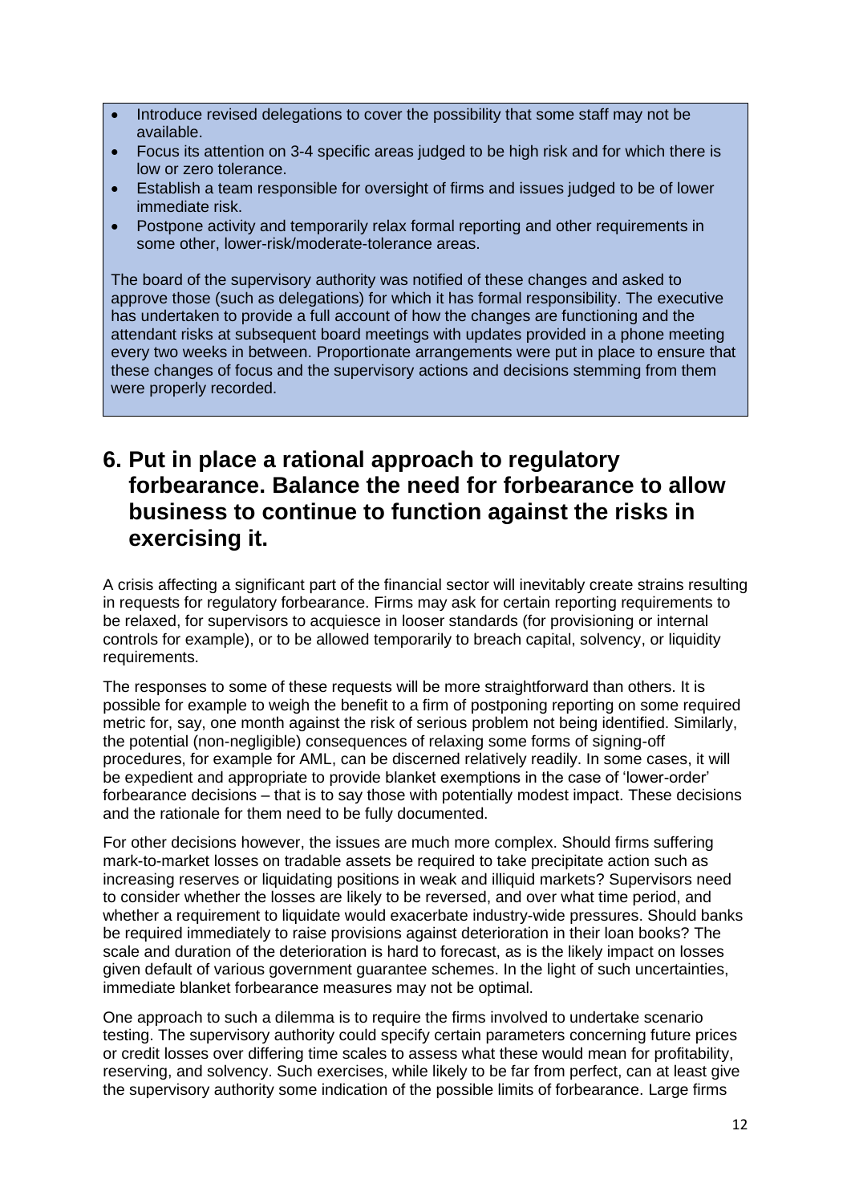- Introduce revised delegations to cover the possibility that some staff may not be available.
- Focus its attention on 3-4 specific areas judged to be high risk and for which there is low or zero tolerance.
- Establish a team responsible for oversight of firms and issues judged to be of lower immediate risk.
- Postpone activity and temporarily relax formal reporting and other requirements in some other, lower-risk/moderate-tolerance areas.

The board of the supervisory authority was notified of these changes and asked to approve those (such as delegations) for which it has formal responsibility. The executive has undertaken to provide a full account of how the changes are functioning and the attendant risks at subsequent board meetings with updates provided in a phone meeting every two weeks in between. Proportionate arrangements were put in place to ensure that these changes of focus and the supervisory actions and decisions stemming from them were properly recorded.

## 6. Put in place a rational approach to regulatory forbearance. Balance the need for forbearance to allow business to continue to function against the risks in exercising it.

A crisis affecting a significant part of the financial sector will inevitably create strains resulting in requests for regulatory forbearance. Firms may ask for certain reporting requirements to be relaxed, for supervisors to acquiesce in looser standards (for provisioning or internal controls for example), or to be allowed temporarily to breach capital, solvency, or liquidity requirements.

The responses to some of these requests will be more straightforward than others. It is possible for example to weigh the benefit to a firm of postponing reporting on some required metric for, say, one month against the risk of serious problem not being identified. Similarly, the potential (non-negligible) consequences of relaxing some forms of signing-off procedures, for example for AML, can be discerned relatively readily. In some cases, it will be expedient and appropriate to provide blanket exemptions in the case of 'lower-order' forbearance decisions – that is to say those with potentially modest impact. These decisions and the rationale for them need to be fully documented.

For other decisions however, the issues are much more complex. Should firms suffering mark-to-market losses on tradable assets be required to take precipitate action such as increasing reserves or liquidating positions in weak and illiquid markets? Supervisors need to consider whether the losses are likely to be reversed, and over what time period, and whether a requirement to liquidate would exacerbate industry-wide pressures. Should banks be required immediately to raise provisions against deterioration in their loan books? The scale and duration of the deterioration is hard to forecast, as is the likely impact on losses given default of various government guarantee schemes. In the light of such uncertainties, immediate blanket forbearance measures may not be optimal.

One approach to such a dilemma is to require the firms involved to undertake scenario testing. The supervisory authority could specify certain parameters concerning future prices or credit losses over differing time scales to assess what these would mean for profitability, reserving, and solvency. Such exercises, while likely to be far from perfect, can at least give the supervisory authority some indication of the possible limits of forbearance. Large firms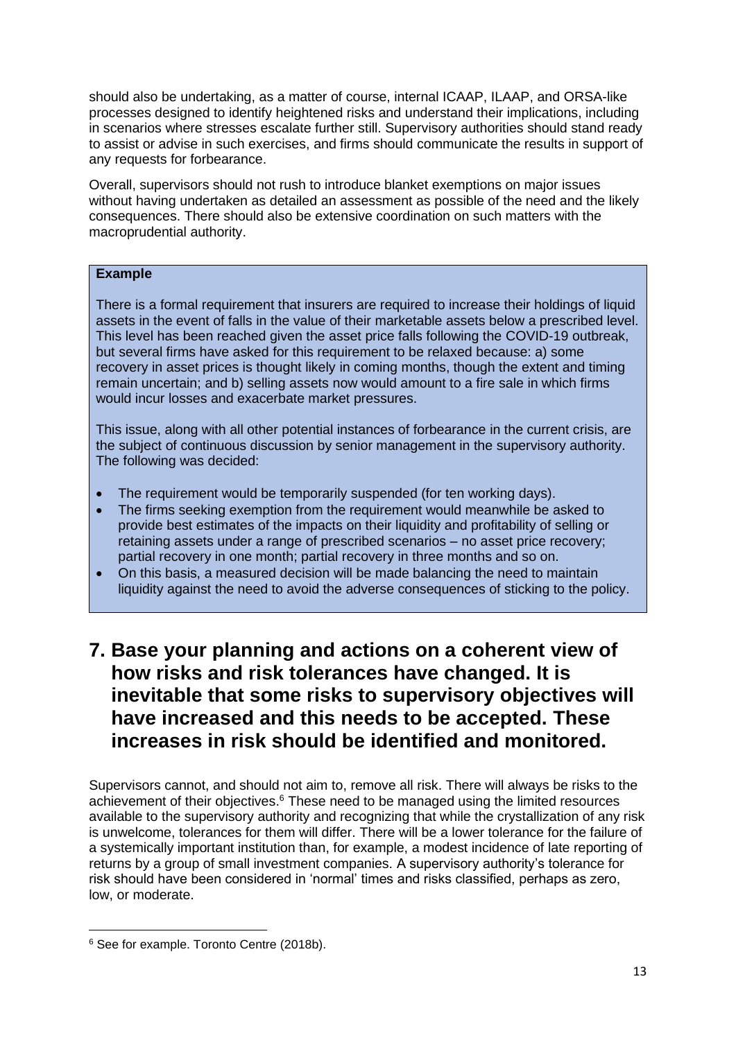should also be undertaking, as a matter of course, internal ICAAP, ILAAP, and ORSA-like processes designed to identify heightened risks and understand their implications, including in scenarios where stresses escalate further still. Supervisory authorities should stand ready to assist or advise in such exercises, and firms should communicate the results in support of any requests for forbearance.

Overall, supervisors should not rush to introduce blanket exemptions on major issues without having undertaken as detailed an assessment as possible of the need and the likely consequences. There should also be extensive coordination on such matters with the macroprudential authority.

> **Example**
>
> There is a formal requirement that insurers are required to increase their holdings of liquid assets in the event of falls in the value of their marketable assets below a prescribed level. This level has been reached given the asset price falls following the COVID-19 outbreak, but several firms have asked for this requirement to be relaxed because: a) some recovery in asset prices is thought likely in coming months, though the extent and timing remain uncertain; and b) selling assets now would amount to a fire sale in which firms would incur losses and exacerbate market pressures.
>
> This issue, along with all other potential instances of forbearance in the current crisis, are the subject of continuous discussion by senior management in the supervisory authority. The following was decided:
>
> - The requirement would be temporarily suspended (for ten working days).
> - The firms seeking exemption from the requirement would meanwhile be asked to provide best estimates of the impacts on their liquidity and profitability of selling or retaining assets under a range of prescribed scenarios – no asset price recovery; partial recovery in one month; partial recovery in three months and so on.
> - On this basis, a measured decision will be made balancing the need to maintain liquidity against the need to avoid the adverse consequences of sticking to the policy.

## 7. Base your planning and actions on a coherent view of how risks and risk tolerances have changed. It is inevitable that some risks to supervisory objectives will have increased and this needs to be accepted. These increases in risk should be identified and monitored.

Supervisors cannot, and should not aim to, remove all risk. There will always be risks to the achievement of their objectives.[6] These need to be managed using the limited resources available to the supervisory authority and recognizing that while the crystallization of any risk is unwelcome, tolerances for them will differ. There will be a lower tolerance for the failure of a systemically important institution than, for example, a modest incidence of late reporting of returns by a group of small investment companies. A supervisory authority's tolerance for risk should have been considered in 'normal' times and risks classified, perhaps as zero, low, or moderate.

[6] See for example. Toronto Centre (2018b).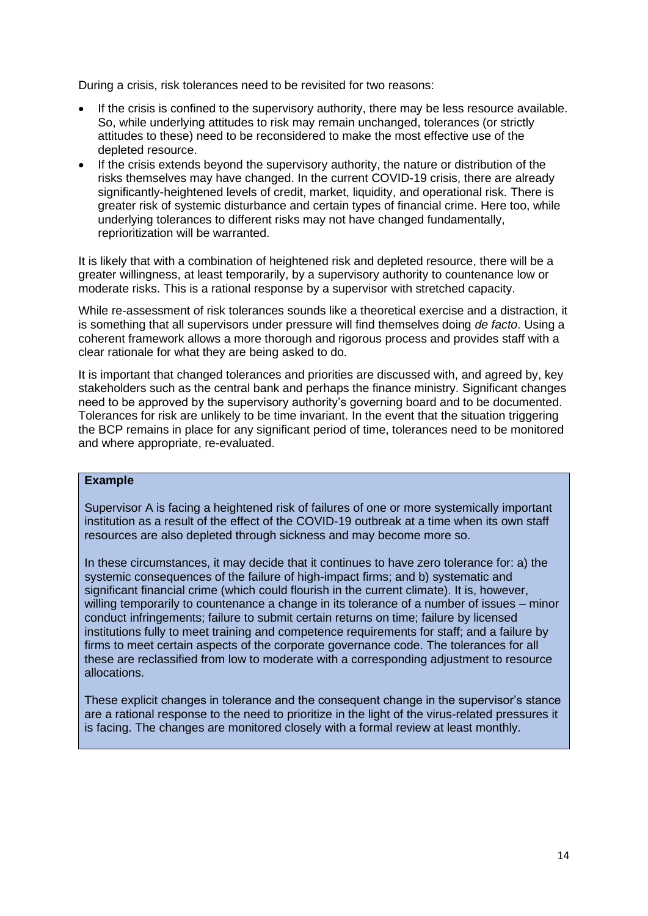During a crisis, risk tolerances need to be revisited for two reasons:

- If the crisis is confined to the supervisory authority, there may be less resource available. So, while underlying attitudes to risk may remain unchanged, tolerances (or strictly attitudes to these) need to be reconsidered to make the most effective use of the depleted resource.
- If the crisis extends beyond the supervisory authority, the nature or distribution of the risks themselves may have changed. In the current COVID-19 crisis, there are already significantly-heightened levels of credit, market, liquidity, and operational risk. There is greater risk of systemic disturbance and certain types of financial crime. Here too, while underlying tolerances to different risks may not have changed fundamentally, reprioritization will be warranted.

It is likely that with a combination of heightened risk and depleted resource, there will be a greater willingness, at least temporarily, by a supervisory authority to countenance low or moderate risks. This is a rational response by a supervisor with stretched capacity.

While re-assessment of risk tolerances sounds like a theoretical exercise and a distraction, it is something that all supervisors under pressure will find themselves doing *de facto*. Using a coherent framework allows a more thorough and rigorous process and provides staff with a clear rationale for what they are being asked to do.

It is important that changed tolerances and priorities are discussed with, and agreed by, key stakeholders such as the central bank and perhaps the finance ministry. Significant changes need to be approved by the supervisory authority's governing board and to be documented. Tolerances for risk are unlikely to be time invariant. In the event that the situation triggering the BCP remains in place for any significant period of time, tolerances need to be monitored and where appropriate, re-evaluated.

> **Example**
>
> Supervisor A is facing a heightened risk of failures of one or more systemically important institution as a result of the effect of the COVID-19 outbreak at a time when its own staff resources are also depleted through sickness and may become more so.
>
> In these circumstances, it may decide that it continues to have zero tolerance for: a) the systemic consequences of the failure of high-impact firms; and b) systematic and significant financial crime (which could flourish in the current climate). It is, however, willing temporarily to countenance a change in its tolerance of a number of issues – minor conduct infringements; failure to submit certain returns on time; failure by licensed institutions fully to meet training and competence requirements for staff; and a failure by firms to meet certain aspects of the corporate governance code. The tolerances for all these are reclassified from low to moderate with a corresponding adjustment to resource allocations.
>
> These explicit changes in tolerance and the consequent change in the supervisor's stance are a rational response to the need to prioritize in the light of the virus-related pressures it is facing. The changes are monitored closely with a formal review at least monthly.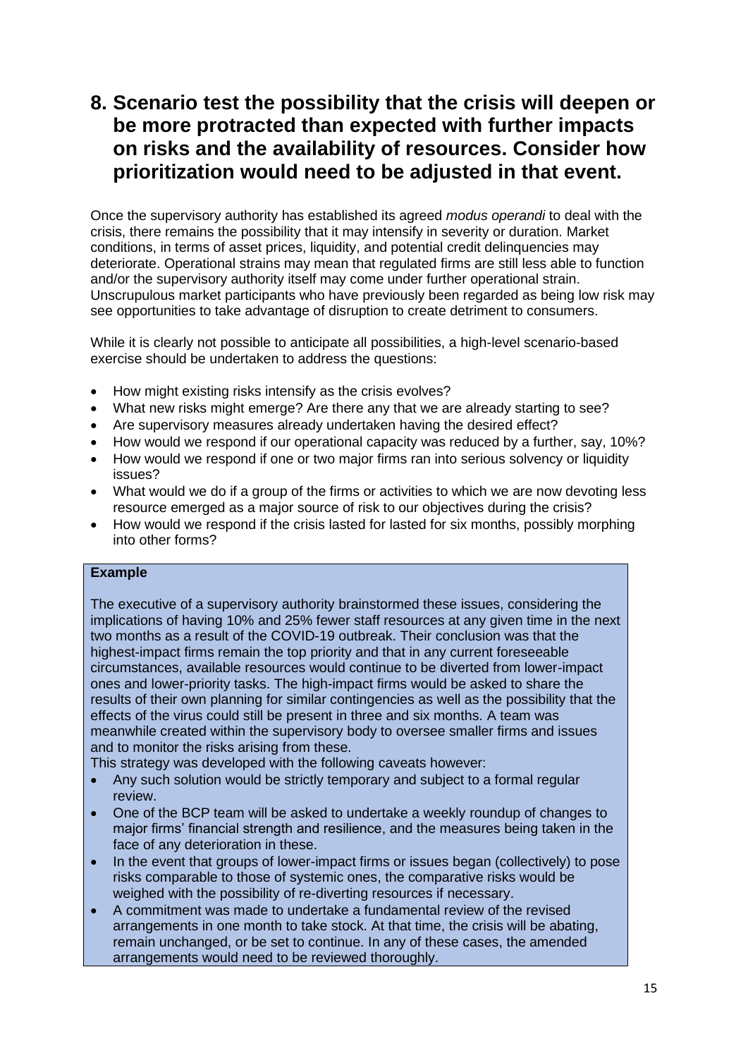## 8. Scenario test the possibility that the crisis will deepen or be more protracted than expected with further impacts on risks and the availability of resources. Consider how prioritization would need to be adjusted in that event.

Once the supervisory authority has established its agreed *modus operandi* to deal with the crisis, there remains the possibility that it may intensify in severity or duration. Market conditions, in terms of asset prices, liquidity, and potential credit delinquencies may deteriorate. Operational strains may mean that regulated firms are still less able to function and/or the supervisory authority itself may come under further operational strain. Unscrupulous market participants who have previously been regarded as being low risk may see opportunities to take advantage of disruption to create detriment to consumers.

While it is clearly not possible to anticipate all possibilities, a high-level scenario-based exercise should be undertaken to address the questions:

- How might existing risks intensify as the crisis evolves?
- What new risks might emerge? Are there any that we are already starting to see?
- Are supervisory measures already undertaken having the desired effect?
- How would we respond if our operational capacity was reduced by a further, say, 10%?
- How would we respond if one or two major firms ran into serious solvency or liquidity issues?
- What would we do if a group of the firms or activities to which we are now devoting less resource emerged as a major source of risk to our objectives during the crisis?
- How would we respond if the crisis lasted for lasted for six months, possibly morphing into other forms?

**Example**

The executive of a supervisory authority brainstormed these issues, considering the implications of having 10% and 25% fewer staff resources at any given time in the next two months as a result of the COVID-19 outbreak. Their conclusion was that the highest-impact firms remain the top priority and that in any current foreseeable circumstances, available resources would continue to be diverted from lower-impact ones and lower-priority tasks. The high-impact firms would be asked to share the results of their own planning for similar contingencies as well as the possibility that the effects of the virus could still be present in three and six months. A team was meanwhile created within the supervisory body to oversee smaller firms and issues and to monitor the risks arising from these.

This strategy was developed with the following caveats however:

- Any such solution would be strictly temporary and subject to a formal regular review.
- One of the BCP team will be asked to undertake a weekly roundup of changes to major firms' financial strength and resilience, and the measures being taken in the face of any deterioration in these.
- In the event that groups of lower-impact firms or issues began (collectively) to pose risks comparable to those of systemic ones, the comparative risks would be weighed with the possibility of re-diverting resources if necessary.
- A commitment was made to undertake a fundamental review of the revised arrangements in one month to take stock. At that time, the crisis will be abating, remain unchanged, or be set to continue. In any of these cases, the amended arrangements would need to be reviewed thoroughly.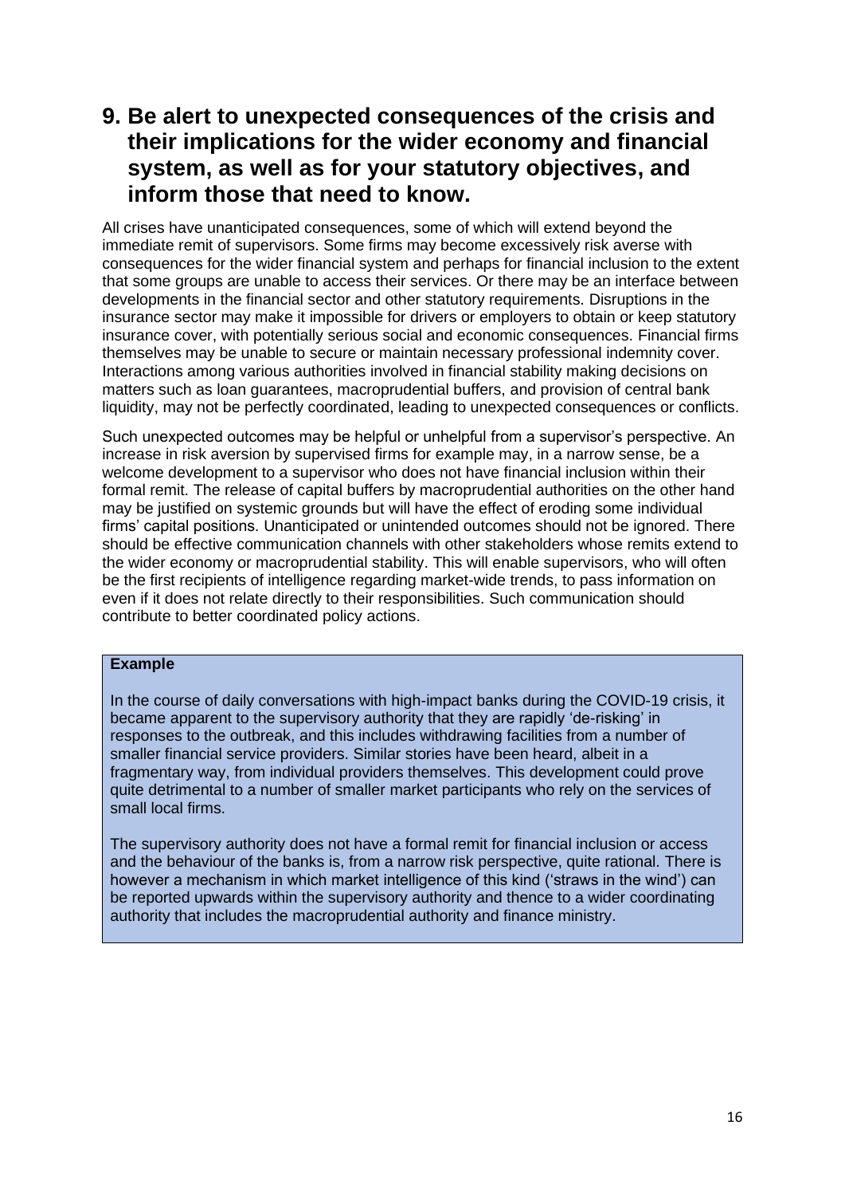## 9. Be alert to unexpected consequences of the crisis and their implications for the wider economy and financial system, as well as for your statutory objectives, and inform those that need to know.

All crises have unanticipated consequences, some of which will extend beyond the immediate remit of supervisors. Some firms may become excessively risk averse with consequences for the wider financial system and perhaps for financial inclusion to the extent that some groups are unable to access their services. Or there may be an interface between developments in the financial sector and other statutory requirements. Disruptions in the insurance sector may make it impossible for drivers or employers to obtain or keep statutory insurance cover, with potentially serious social and economic consequences. Financial firms themselves may be unable to secure or maintain necessary professional indemnity cover. Interactions among various authorities involved in financial stability making decisions on matters such as loan guarantees, macroprudential buffers, and provision of central bank liquidity, may not be perfectly coordinated, leading to unexpected consequences or conflicts.

Such unexpected outcomes may be helpful or unhelpful from a supervisor's perspective. An increase in risk aversion by supervised firms for example may, in a narrow sense, be a welcome development to a supervisor who does not have financial inclusion within their formal remit. The release of capital buffers by macroprudential authorities on the other hand may be justified on systemic grounds but will have the effect of eroding some individual firms' capital positions. Unanticipated or unintended outcomes should not be ignored. There should be effective communication channels with other stakeholders whose remits extend to the wider economy or macroprudential stability. This will enable supervisors, who will often be the first recipients of intelligence regarding market-wide trends, to pass information on even if it does not relate directly to their responsibilities. Such communication should contribute to better coordinated policy actions.

> **Example**
>
> In the course of daily conversations with high-impact banks during the COVID-19 crisis, it became apparent to the supervisory authority that they are rapidly 'de-risking' in responses to the outbreak, and this includes withdrawing facilities from a number of smaller financial service providers. Similar stories have been heard, albeit in a fragmentary way, from individual providers themselves. This development could prove quite detrimental to a number of smaller market participants who rely on the services of small local firms.
>
> The supervisory authority does not have a formal remit for financial inclusion or access and the behaviour of the banks is, from a narrow risk perspective, quite rational. There is however a mechanism in which market intelligence of this kind ('straws in the wind') can be reported upwards within the supervisory authority and thence to a wider coordinating authority that includes the macroprudential authority and finance ministry.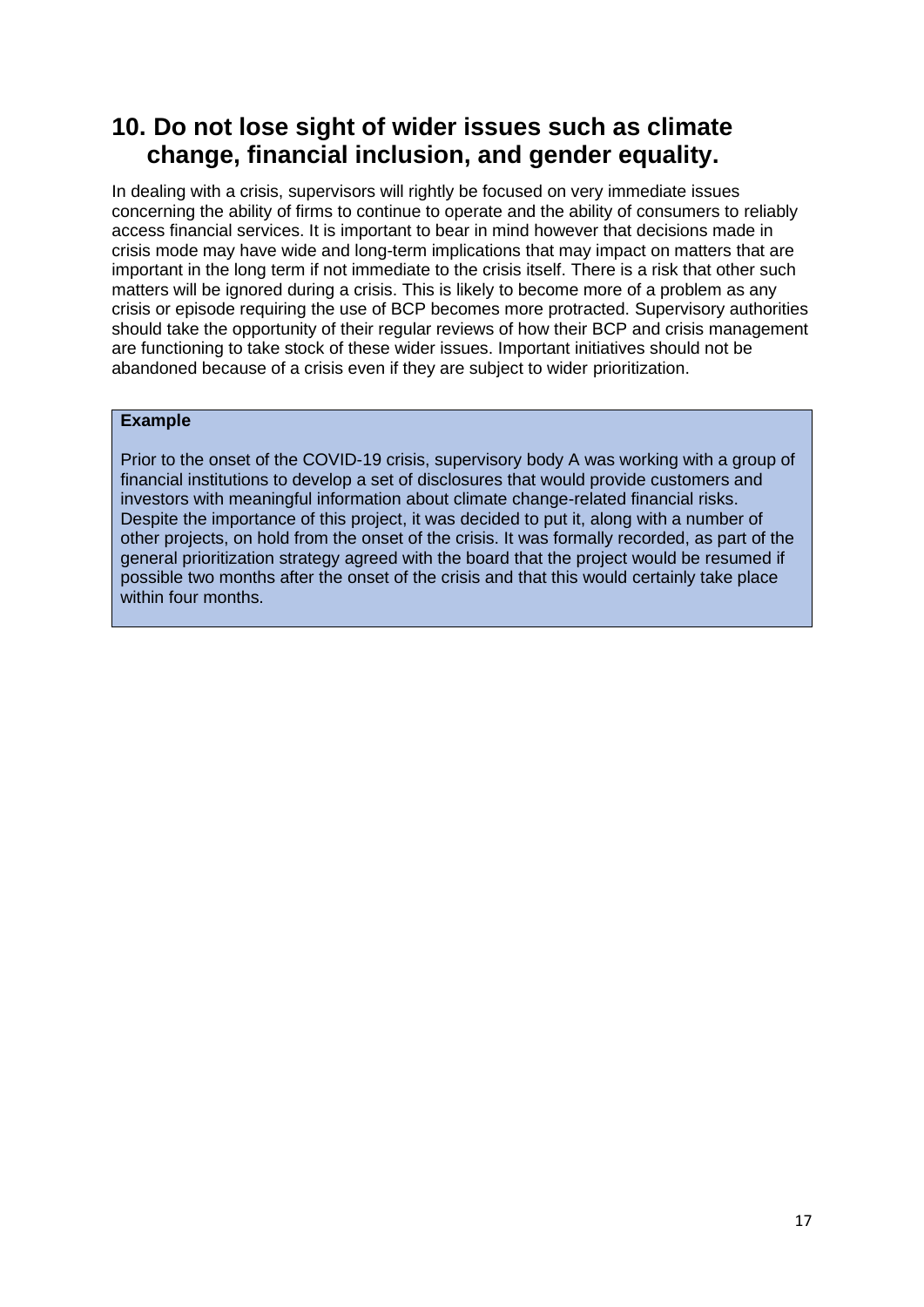## 10. Do not lose sight of wider issues such as climate change, financial inclusion, and gender equality.

In dealing with a crisis, supervisors will rightly be focused on very immediate issues concerning the ability of firms to continue to operate and the ability of consumers to reliably access financial services. It is important to bear in mind however that decisions made in crisis mode may have wide and long-term implications that may impact on matters that are important in the long term if not immediate to the crisis itself. There is a risk that other such matters will be ignored during a crisis. This is likely to become more of a problem as any crisis or episode requiring the use of BCP becomes more protracted. Supervisory authorities should take the opportunity of their regular reviews of how their BCP and crisis management are functioning to take stock of these wider issues. Important initiatives should not be abandoned because of a crisis even if they are subject to wider prioritization.

**Example**

Prior to the onset of the COVID-19 crisis, supervisory body A was working with a group of financial institutions to develop a set of disclosures that would provide customers and investors with meaningful information about climate change-related financial risks. Despite the importance of this project, it was decided to put it, along with a number of other projects, on hold from the onset of the crisis. It was formally recorded, as part of the general prioritization strategy agreed with the board that the project would be resumed if possible two months after the onset of the crisis and that this would certainly take place within four months.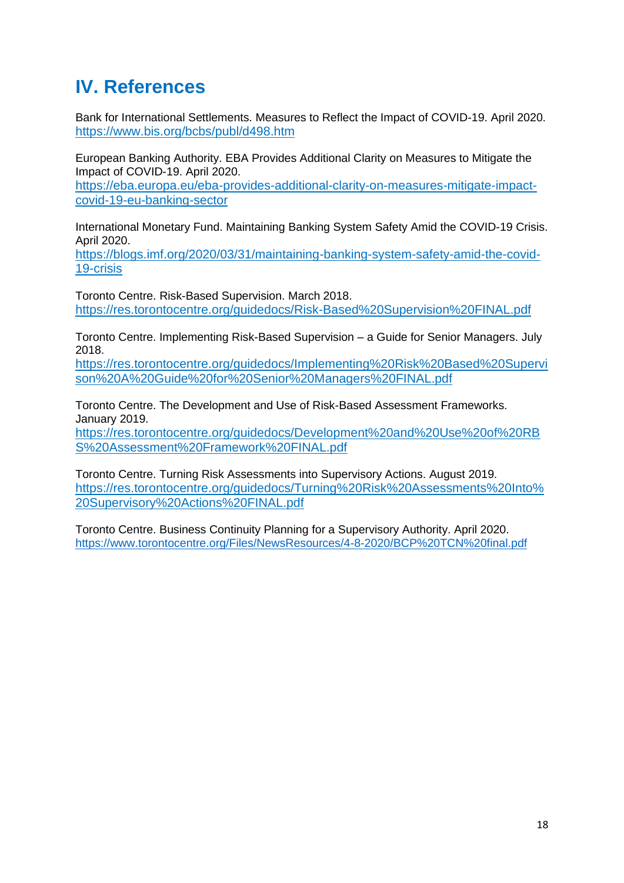# IV. References

Bank for International Settlements. Measures to Reflect the Impact of COVID-19. April 2020. https://www.bis.org/bcbs/publ/d498.htm

European Banking Authority. EBA Provides Additional Clarity on Measures to Mitigate the Impact of COVID-19. April 2020. https://eba.europa.eu/eba-provides-additional-clarity-on-measures-mitigate-impact-covid-19-eu-banking-sector

International Monetary Fund. Maintaining Banking System Safety Amid the COVID-19 Crisis. April 2020. https://blogs.imf.org/2020/03/31/maintaining-banking-system-safety-amid-the-covid-19-crisis

Toronto Centre. Risk-Based Supervision. March 2018. https://res.torontocentre.org/guidedocs/Risk-Based%20Supervision%20FINAL.pdf

Toronto Centre. Implementing Risk-Based Supervision – a Guide for Senior Managers. July 2018. https://res.torontocentre.org/guidedocs/Implementing%20Risk%20Based%20Supervison%20A%20Guide%20for%20Senior%20Managers%20FINAL.pdf

Toronto Centre. The Development and Use of Risk-Based Assessment Frameworks. January 2019. https://res.torontocentre.org/guidedocs/Development%20and%20Use%20of%20RBS%20Assessment%20Framework%20FINAL.pdf

Toronto Centre. Turning Risk Assessments into Supervisory Actions. August 2019. https://res.torontocentre.org/guidedocs/Turning%20Risk%20Assessments%20Into%20Supervisory%20Actions%20FINAL.pdf

Toronto Centre. Business Continuity Planning for a Supervisory Authority. April 2020. https://www.torontocentre.org/Files/NewsResources/4-8-2020/BCP%20TCN%20final.pdf